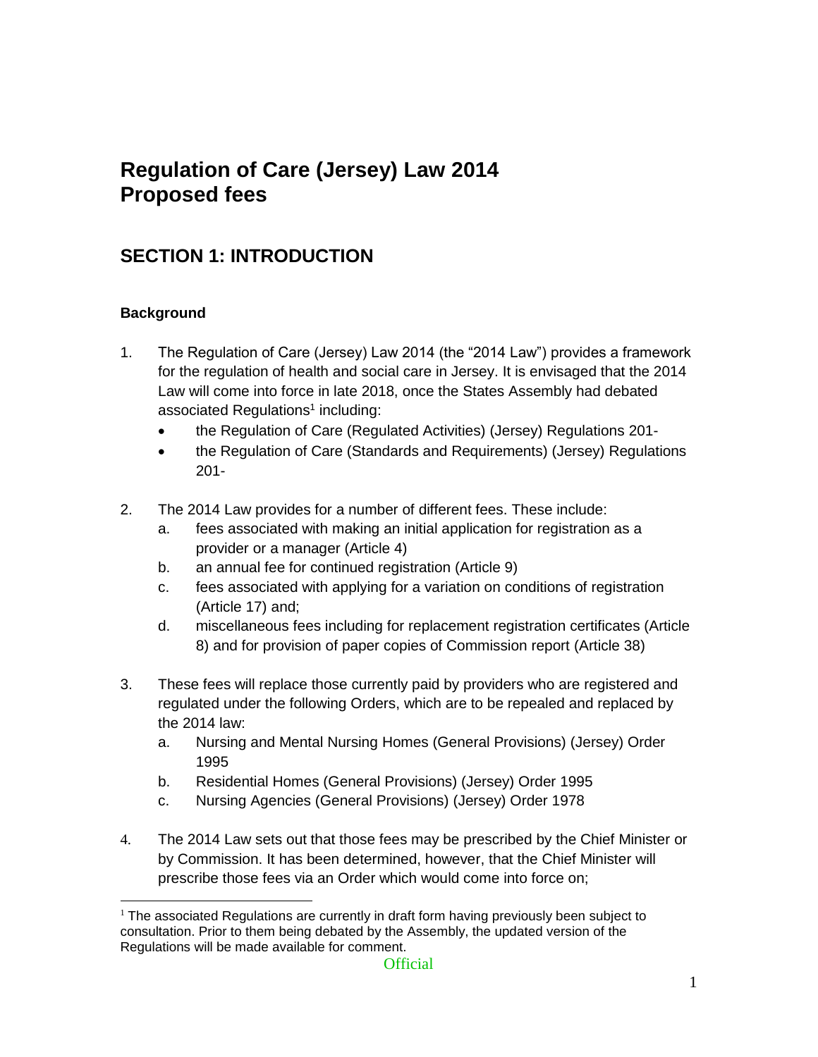# Regulation of Care (Jersey) Law 2014
# Proposed fees

## SECTION 1: INTRODUCTION

### Background

1. The Regulation of Care (Jersey) Law 2014 (the "2014 Law") provides a framework for the regulation of health and social care in Jersey. It is envisaged that the 2014 Law will come into force in late 2018, once the States Assembly had debated associated Regulations[1] including:
   - the Regulation of Care (Regulated Activities) (Jersey) Regulations 201-
   - the Regulation of Care (Standards and Requirements) (Jersey) Regulations 201-

2. The 2014 Law provides for a number of different fees. These include:
   a. fees associated with making an initial application for registration as a provider or a manager (Article 4)
   b. an annual fee for continued registration (Article 9)
   c. fees associated with applying for a variation on conditions of registration (Article 17) and;
   d. miscellaneous fees including for replacement registration certificates (Article 8) and for provision of paper copies of Commission report (Article 38)

3. These fees will replace those currently paid by providers who are registered and regulated under the following Orders, which are to be repealed and replaced by the 2014 law:
   a. Nursing and Mental Nursing Homes (General Provisions) (Jersey) Order 1995
   b. Residential Homes (General Provisions) (Jersey) Order 1995
   c. Nursing Agencies (General Provisions) (Jersey) Order 1978

4. The 2014 Law sets out that those fees may be prescribed by the Chief Minister or by Commission. It has been determined, however, that the Chief Minister will prescribe those fees via an Order which would come into force on;

[1] The associated Regulations are currently in draft form having previously been subject to consultation. Prior to them being debated by the Assembly, the updated version of the Regulations will be made available for comment.

Official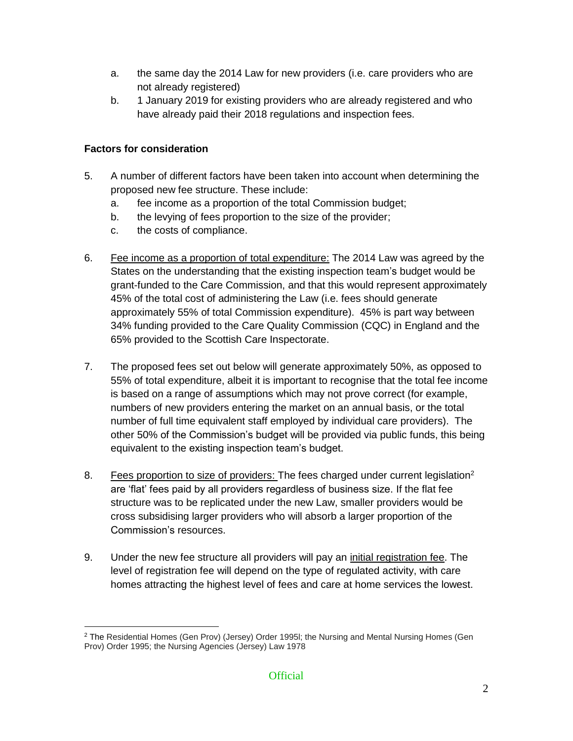a. the same day the 2014 Law for new providers (i.e. care providers who are not already registered)
   b. 1 January 2019 for existing providers who are already registered and who have already paid their 2018 regulations and inspection fees.

**Factors for consideration**

5. A number of different factors have been taken into account when determining the proposed new fee structure. These include:
   a. fee income as a proportion of the total Commission budget;
   b. the levying of fees proportion to the size of the provider;
   c. the costs of compliance.

6. Fee income as a proportion of total expenditure: The 2014 Law was agreed by the States on the understanding that the existing inspection team's budget would be grant-funded to the Care Commission, and that this would represent approximately 45% of the total cost of administering the Law (i.e. fees should generate approximately 55% of total Commission expenditure). 45% is part way between 34% funding provided to the Care Quality Commission (CQC) in England and the 65% provided to the Scottish Care Inspectorate.

7. The proposed fees set out below will generate approximately 50%, as opposed to 55% of total expenditure, albeit it is important to recognise that the total fee income is based on a range of assumptions which may not prove correct (for example, numbers of new providers entering the market on an annual basis, or the total number of full time equivalent staff employed by individual care providers). The other 50% of the Commission's budget will be provided via public funds, this being equivalent to the existing inspection team's budget.

8. Fees proportion to size of providers: The fees charged under current legislation[2] are 'flat' fees paid by all providers regardless of business size. If the flat fee structure was to be replicated under the new Law, smaller providers would be cross subsidising larger providers who will absorb a larger proportion of the Commission's resources.

9. Under the new fee structure all providers will pay an initial registration fee. The level of registration fee will depend on the type of regulated activity, with care homes attracting the highest level of fees and care at home services the lowest.

[2] The Residential Homes (Gen Prov) (Jersey) Order 1995l; the Nursing and Mental Nursing Homes (Gen Prov) Order 1995; the Nursing Agencies (Jersey) Law 1978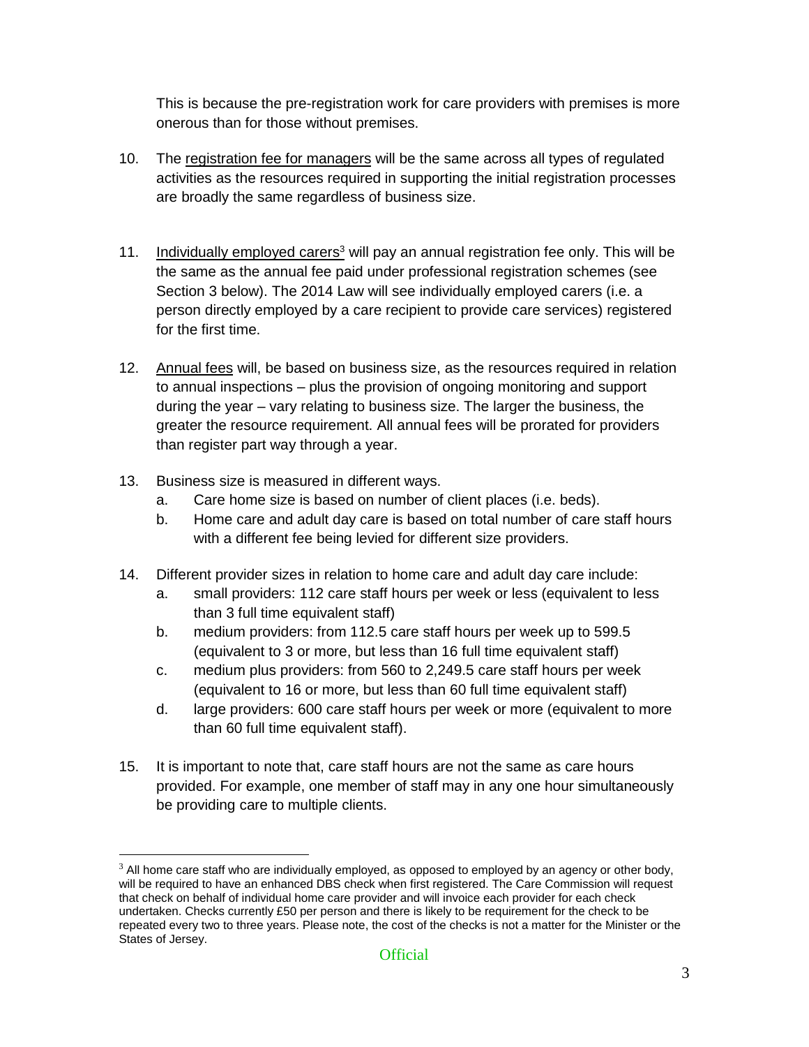This is because the pre-registration work for care providers with premises is more onerous than for those without premises.

10. The registration fee for managers will be the same across all types of regulated activities as the resources required in supporting the initial registration processes are broadly the same regardless of business size.

11. Individually employed carers[3] will pay an annual registration fee only. This will be the same as the annual fee paid under professional registration schemes (see Section 3 below). The 2014 Law will see individually employed carers (i.e. a person directly employed by a care recipient to provide care services) registered for the first time.

12. Annual fees will, be based on business size, as the resources required in relation to annual inspections – plus the provision of ongoing monitoring and support during the year – vary relating to business size. The larger the business, the greater the resource requirement. All annual fees will be prorated for providers than register part way through a year.

13. Business size is measured in different ways.
    a. Care home size is based on number of client places (i.e. beds).
    b. Home care and adult day care is based on total number of care staff hours with a different fee being levied for different size providers.

14. Different provider sizes in relation to home care and adult day care include:
    a. small providers: 112 care staff hours per week or less (equivalent to less than 3 full time equivalent staff)
    b. medium providers: from 112.5 care staff hours per week up to 599.5 (equivalent to 3 or more, but less than 16 full time equivalent staff)
    c. medium plus providers: from 560 to 2,249.5 care staff hours per week (equivalent to 16 or more, but less than 60 full time equivalent staff)
    d. large providers: 600 care staff hours per week or more (equivalent to more than 60 full time equivalent staff).

15. It is important to note that, care staff hours are not the same as care hours provided. For example, one member of staff may in any one hour simultaneously be providing care to multiple clients.

---

[3] All home care staff who are individually employed, as opposed to employed by an agency or other body, will be required to have an enhanced DBS check when first registered. The Care Commission will request that check on behalf of individual home care provider and will invoice each provider for each check undertaken. Checks currently £50 per person and there is likely to be requirement for the check to be repeated every two to three years. Please note, the cost of the checks is not a matter for the Minister or the States of Jersey.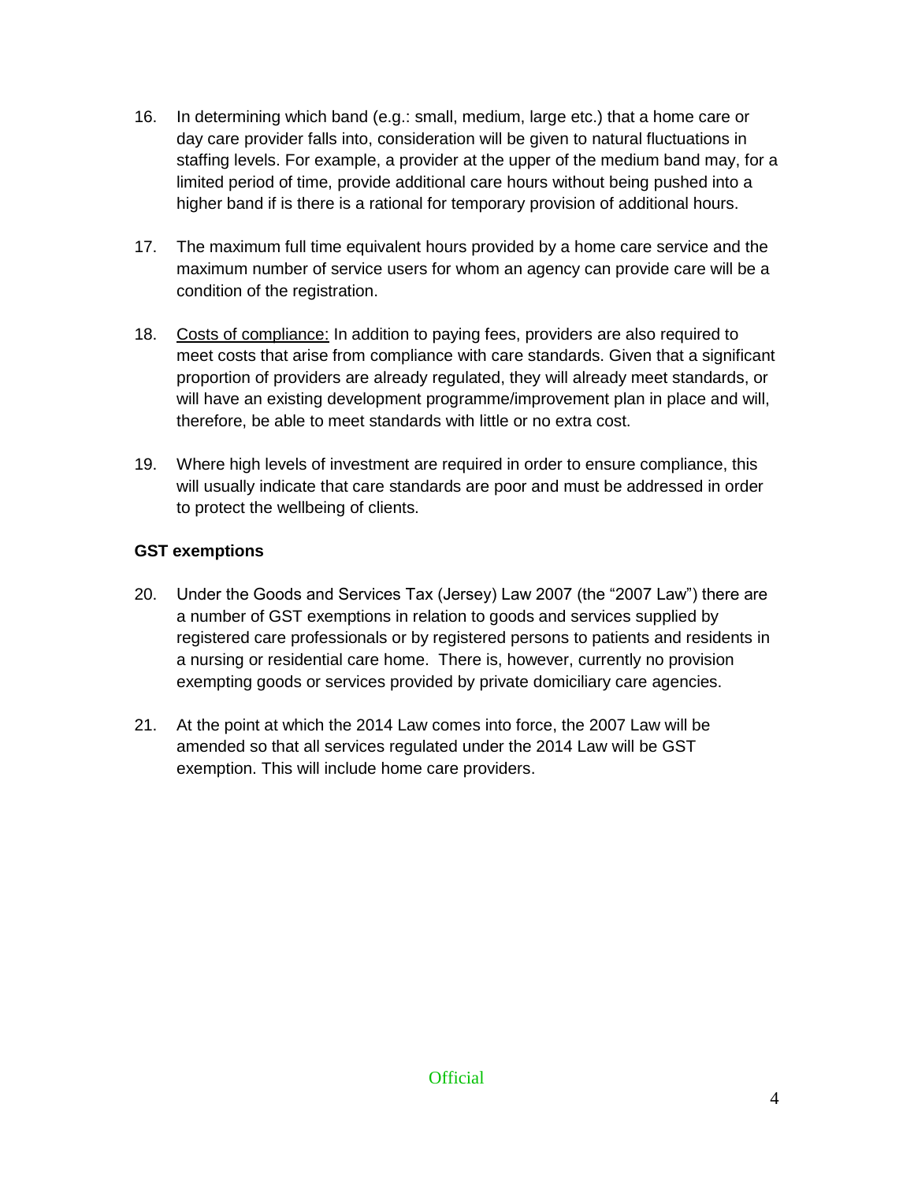16. In determining which band (e.g.: small, medium, large etc.) that a home care or day care provider falls into, consideration will be given to natural fluctuations in staffing levels. For example, a provider at the upper of the medium band may, for a limited period of time, provide additional care hours without being pushed into a higher band if is there is a rational for temporary provision of additional hours.

17. The maximum full time equivalent hours provided by a home care service and the maximum number of service users for whom an agency can provide care will be a condition of the registration.

18. Costs of compliance: In addition to paying fees, providers are also required to meet costs that arise from compliance with care standards. Given that a significant proportion of providers are already regulated, they will already meet standards, or will have an existing development programme/improvement plan in place and will, therefore, be able to meet standards with little or no extra cost.

19. Where high levels of investment are required in order to ensure compliance, this will usually indicate that care standards are poor and must be addressed in order to protect the wellbeing of clients.

**GST exemptions**

20. Under the Goods and Services Tax (Jersey) Law 2007 (the "2007 Law") there are a number of GST exemptions in relation to goods and services supplied by registered care professionals or by registered persons to patients and residents in a nursing or residential care home. There is, however, currently no provision exempting goods or services provided by private domiciliary care agencies.

21. At the point at which the 2014 Law comes into force, the 2007 Law will be amended so that all services regulated under the 2014 Law will be GST exemption. This will include home care providers.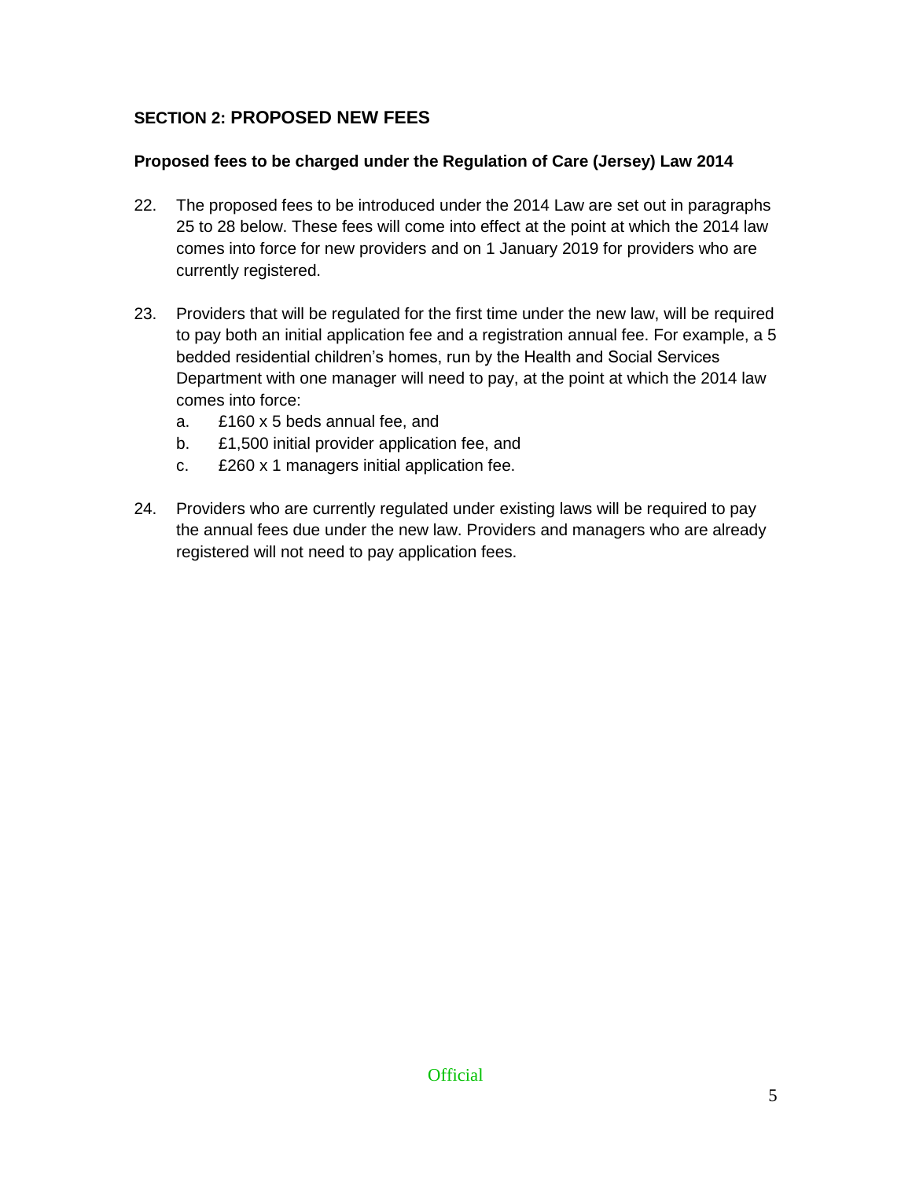## SECTION 2: PROPOSED NEW FEES

### Proposed fees to be charged under the Regulation of Care (Jersey) Law 2014

22. The proposed fees to be introduced under the 2014 Law are set out in paragraphs 25 to 28 below. These fees will come into effect at the point at which the 2014 law comes into force for new providers and on 1 January 2019 for providers who are currently registered.

23. Providers that will be regulated for the first time under the new law, will be required to pay both an initial application fee and a registration annual fee. For example, a 5 bedded residential children's homes, run by the Health and Social Services Department with one manager will need to pay, at the point at which the 2014 law comes into force:
    a. £160 x 5 beds annual fee, and
    b. £1,500 initial provider application fee, and
    c. £260 x 1 managers initial application fee.

24. Providers who are currently regulated under existing laws will be required to pay the annual fees due under the new law. Providers and managers who are already registered will not need to pay application fees.

Official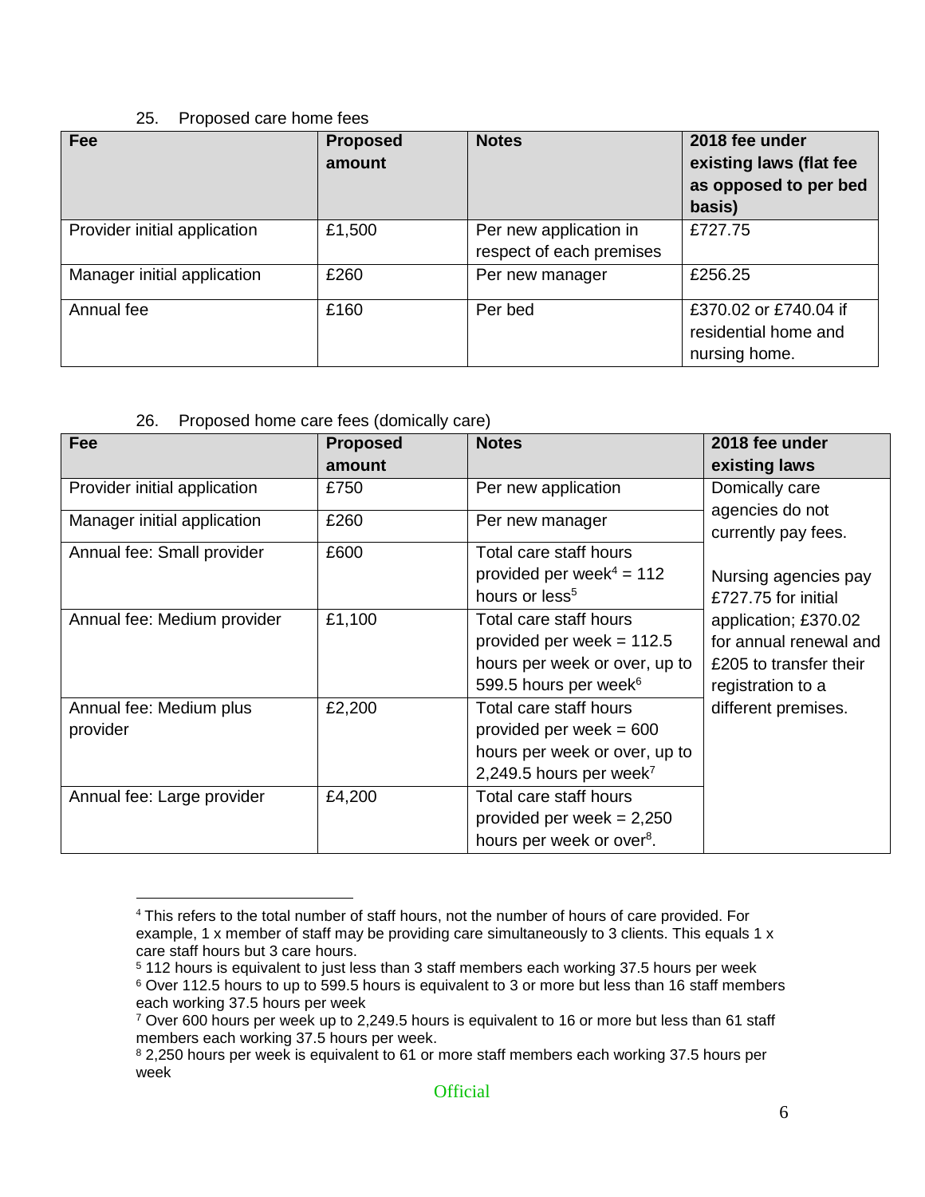25. Proposed care home fees

| Fee | Proposed amount | Notes | 2018 fee under existing laws (flat fee as opposed to per bed basis) |
|---|---|---|---|
| Provider initial application | £1,500 | Per new application in respect of each premises | £727.75 |
| Manager initial application | £260 | Per new manager | £256.25 |
| Annual fee | £160 | Per bed | £370.02 or £740.04 if residential home and nursing home. |

26. Proposed home care fees (domically care)

| Fee | Proposed amount | Notes | 2018 fee under existing laws |
|---|---|---|---|
| Provider initial application | £750 | Per new application | Domically care agencies do not currently pay fees. Nursing agencies pay £727.75 for initial application; £370.02 for annual renewal and £205 to transfer their registration to a different premises. |
| Manager initial application | £260 | Per new manager | |
| Annual fee: Small provider | £600 | Total care staff hours provided per week[4] = 112 hours or less[5] | |
| Annual fee: Medium provider | £1,100 | Total care staff hours provided per week = 112.5 hours per week or over, up to 599.5 hours per week[6] | |
| Annual fee: Medium plus provider | £2,200 | Total care staff hours provided per week = 600 hours per week or over, up to 2,249.5 hours per week[7] | |
| Annual fee: Large provider | £4,200 | Total care staff hours provided per week = 2,250 hours per week or over[8]. | |

---

[4] This refers to the total number of staff hours, not the number of hours of care provided. For example, 1 x member of staff may be providing care simultaneously to 3 clients. This equals 1 x care staff hours but 3 care hours.

[5] 112 hours is equivalent to just less than 3 staff members each working 37.5 hours per week

[6] Over 112.5 hours to up to 599.5 hours is equivalent to 3 or more but less than 16 staff members each working 37.5 hours per week

[7] Over 600 hours per week up to 2,249.5 hours is equivalent to 16 or more but less than 61 staff members each working 37.5 hours per week.

[8] 2,250 hours per week is equivalent to 61 or more staff members each working 37.5 hours per week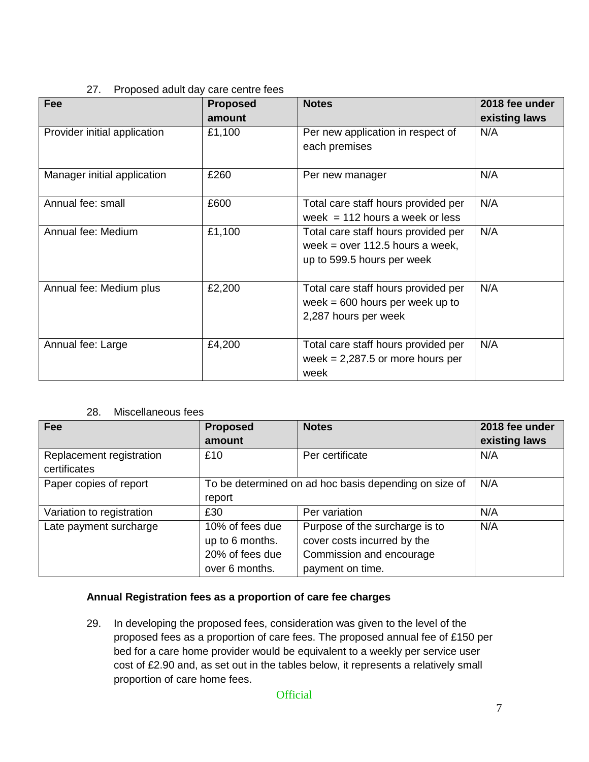27. Proposed adult day care centre fees

| Fee | Proposed amount | Notes | 2018 fee under existing laws |
|---|---|---|---|
| Provider initial application | £1,100 | Per new application in respect of each premises | N/A |
| Manager initial application | £260 | Per new manager | N/A |
| Annual fee: small | £600 | Total care staff hours provided per week = 112 hours a week or less | N/A |
| Annual fee: Medium | £1,100 | Total care staff hours provided per week = over 112.5 hours a week, up to 599.5 hours per week | N/A |
| Annual fee: Medium plus | £2,200 | Total care staff hours provided per week = 600 hours per week up to 2,287 hours per week | N/A |
| Annual fee: Large | £4,200 | Total care staff hours provided per week = 2,287.5 or more hours per week | N/A |

28. Miscellaneous fees

| Fee | Proposed amount | Notes | 2018 fee under existing laws |
|---|---|---|---|
| Replacement registration certificates | £10 | Per certificate | N/A |
| Paper copies of report | To be determined on ad hoc basis depending on size of report | | N/A |
| Variation to registration | £30 | Per variation | N/A |
| Late payment surcharge | 10% of fees due up to 6 months. 20% of fees due over 6 months. | Purpose of the surcharge is to cover costs incurred by the Commission and encourage payment on time. | N/A |

**Annual Registration fees as a proportion of care fee charges**

29. In developing the proposed fees, consideration was given to the level of the proposed fees as a proportion of care fees. The proposed annual fee of £150 per bed for a care home provider would be equivalent to a weekly per service user cost of £2.90 and, as set out in the tables below, it represents a relatively small proportion of care home fees.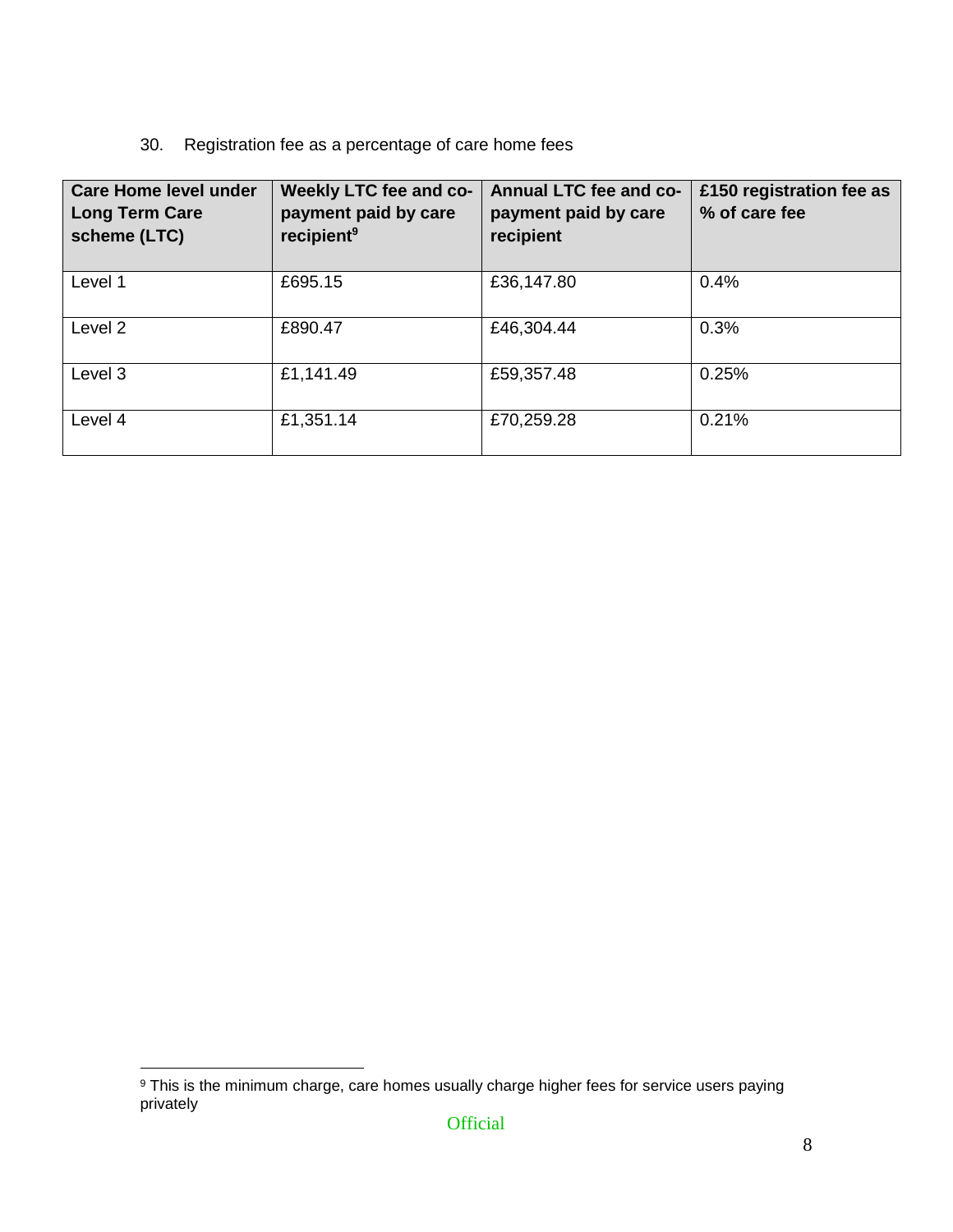30. Registration fee as a percentage of care home fees

| Care Home level under Long Term Care scheme (LTC) | Weekly LTC fee and co-payment paid by care recipient[9] | Annual LTC fee and co-payment paid by care recipient | £150 registration fee as % of care fee |
|---|---|---|---|
| Level 1 | £695.15 | £36,147.80 | 0.4% |
| Level 2 | £890.47 | £46,304.44 | 0.3% |
| Level 3 | £1,141.49 | £59,357.48 | 0.25% |
| Level 4 | £1,351.14 | £70,259.28 | 0.21% |

[9] This is the minimum charge, care homes usually charge higher fees for service users paying privately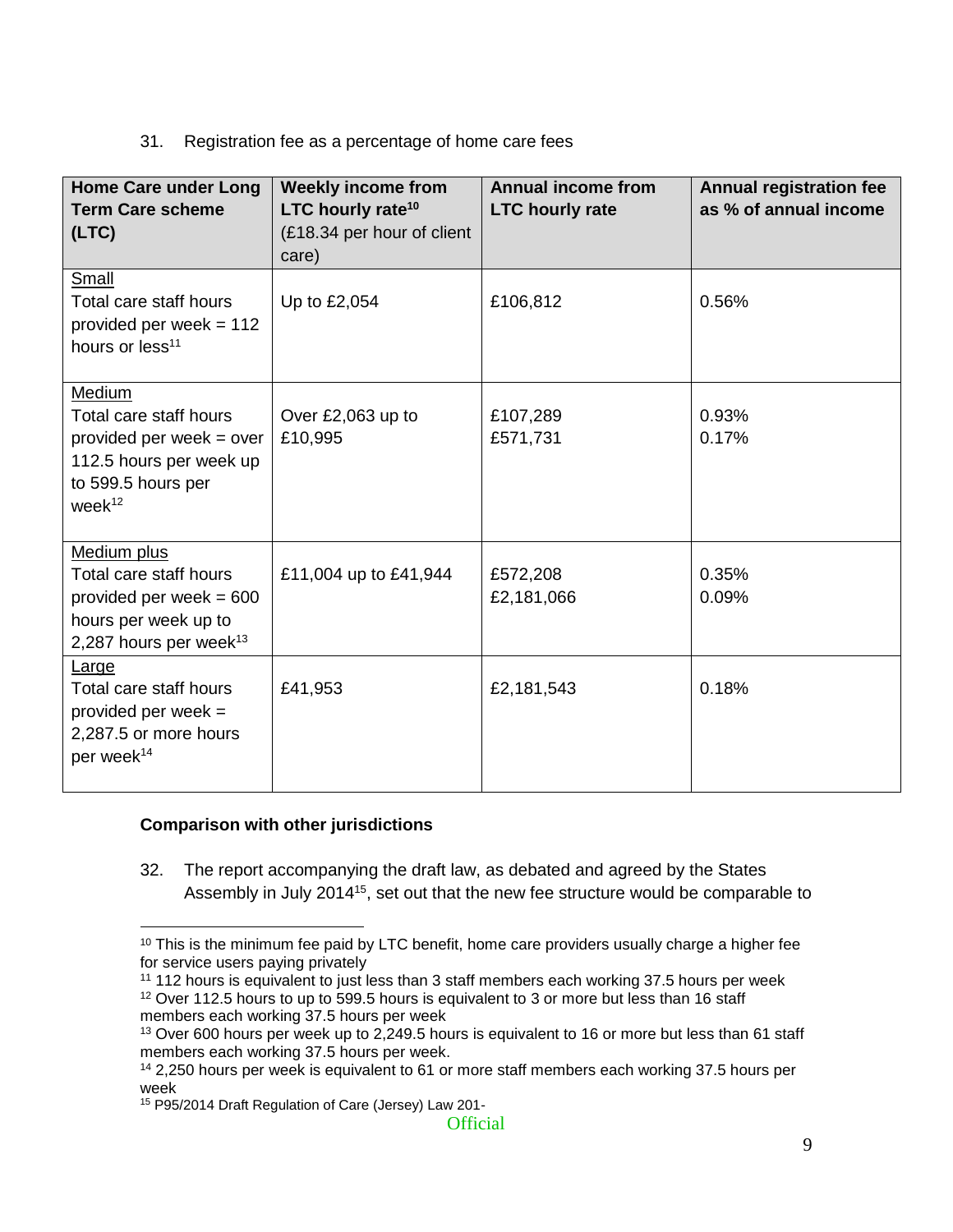31. Registration fee as a percentage of home care fees

| Home Care under Long Term Care scheme (LTC) | Weekly income from LTC hourly rate[10] (£18.34 per hour of client care) | Annual income from LTC hourly rate | Annual registration fee as % of annual income |
|---|---|---|---|
| Small<br>Total care staff hours provided per week = 112 hours or less[11] | Up to £2,054 | £106,812 | 0.56% |
| Medium<br>Total care staff hours provided per week = over 112.5 hours per week up to 599.5 hours per week[12] | Over £2,063 up to £10,995 | £107,289<br>£571,731 | 0.93%<br>0.17% |
| Medium plus<br>Total care staff hours provided per week = 600 hours per week up to 2,287 hours per week[13] | £11,004 up to £41,944 | £572,208<br>£2,181,066 | 0.35%<br>0.09% |
| Large<br>Total care staff hours provided per week = 2,287.5 or more hours per week[14] | £41,953 | £2,181,543 | 0.18% |

**Comparison with other jurisdictions**

32. The report accompanying the draft law, as debated and agreed by the States Assembly in July 2014[15], set out that the new fee structure would be comparable to

[10] This is the minimum fee paid by LTC benefit, home care providers usually charge a higher fee for service users paying privately

[11] 112 hours is equivalent to just less than 3 staff members each working 37.5 hours per week

[12] Over 112.5 hours to up to 599.5 hours is equivalent to 3 or more but less than 16 staff members each working 37.5 hours per week

[13] Over 600 hours per week up to 2,249.5 hours is equivalent to 16 or more but less than 61 staff members each working 37.5 hours per week.

[14] 2,250 hours per week is equivalent to 61 or more staff members each working 37.5 hours per week

[15] P95/2014 Draft Regulation of Care (Jersey) Law 201-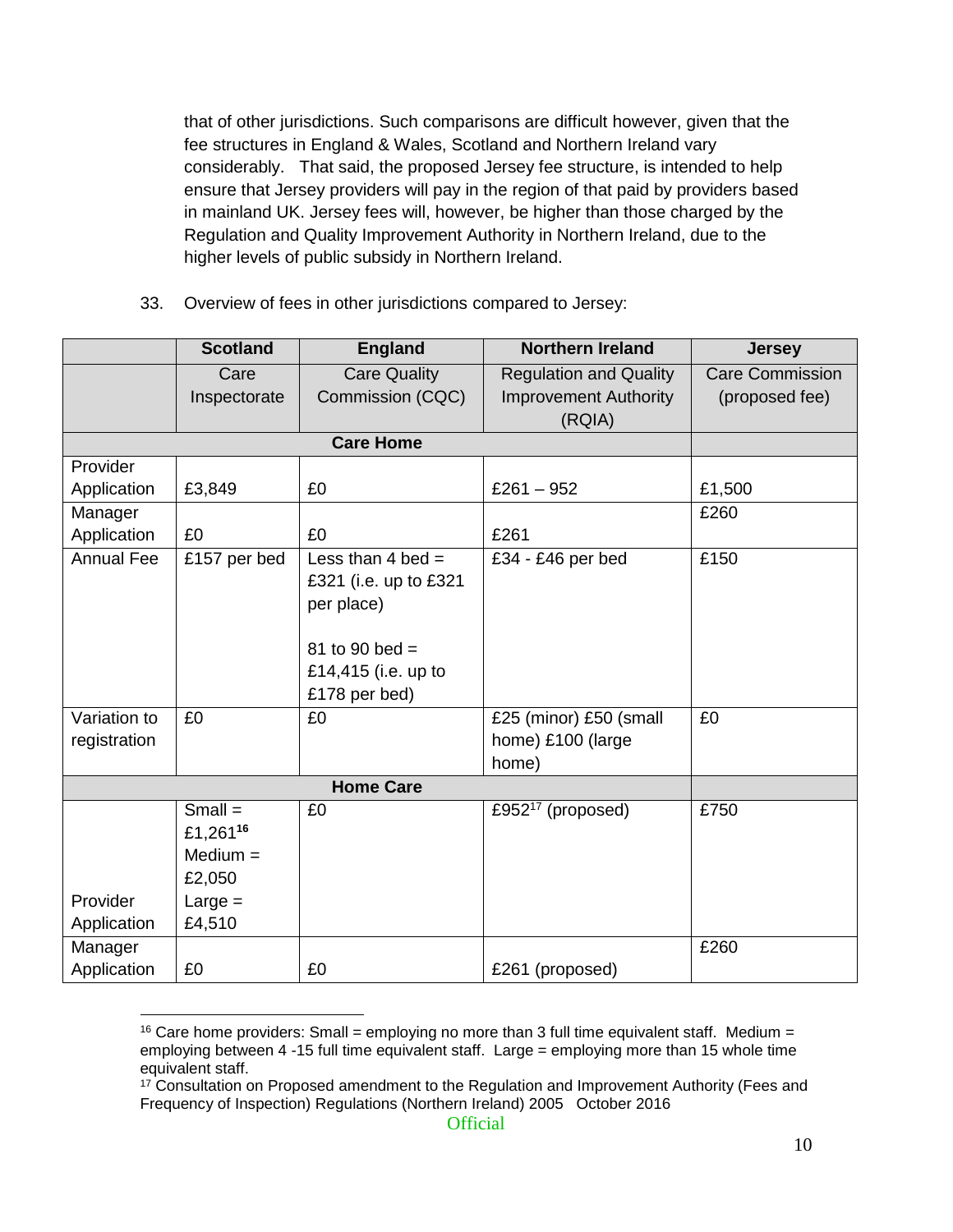that of other jurisdictions. Such comparisons are difficult however, given that the fee structures in England & Wales, Scotland and Northern Ireland vary considerably. That said, the proposed Jersey fee structure, is intended to help ensure that Jersey providers will pay in the region of that paid by providers based in mainland UK. Jersey fees will, however, be higher than those charged by the Regulation and Quality Improvement Authority in Northern Ireland, due to the higher levels of public subsidy in Northern Ireland.

33. Overview of fees in other jurisdictions compared to Jersey:

| | Scotland | England | Northern Ireland | Jersey |
|---|---|---|---|---|
| | Care Inspectorate | Care Quality Commission (CQC) | Regulation and Quality Improvement Authority (RQIA) | Care Commission (proposed fee) |
| **Care Home** | | | | |
| Provider Application | £3,849 | £0 | £261 – 952 | £1,500 |
| Manager Application | £0 | £0 | £261 | £260 |
| Annual Fee | £157 per bed | Less than 4 bed = £321 (i.e. up to £321 per place)<br><br>81 to 90 bed = £14,415 (i.e. up to £178 per bed) | £34 - £46 per bed | £150 |
| Variation to registration | £0 | £0 | £25 (minor) £50 (small home) £100 (large home) | £0 |
| **Home Care** | | | | |
| Provider Application | Small = £1,261[16] Medium = £2,050 Large = £4,510 | £0 | £952[17] (proposed) | £750 |
| Manager Application | £0 | £0 | £261 (proposed) | £260 |

[16] Care home providers: Small = employing no more than 3 full time equivalent staff. Medium = employing between 4 -15 full time equivalent staff. Large = employing more than 15 whole time equivalent staff.

[17] Consultation on Proposed amendment to the Regulation and Improvement Authority (Fees and Frequency of Inspection) Regulations (Northern Ireland) 2005 October 2016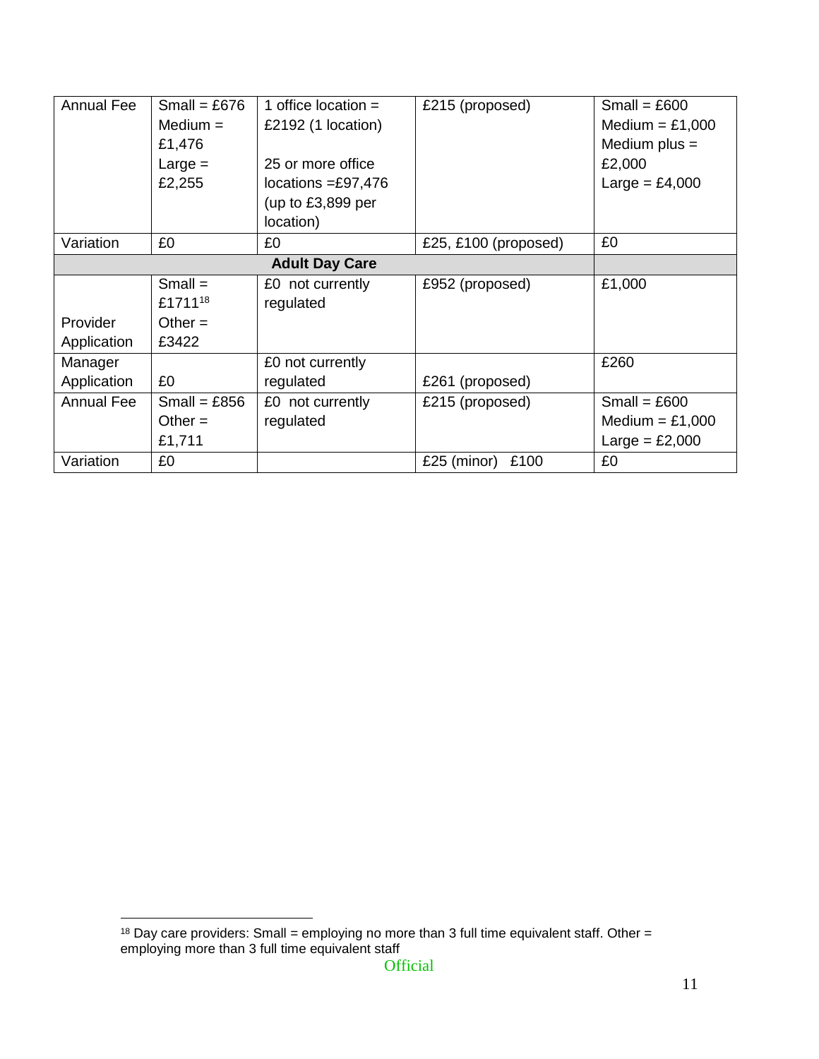| | | | | |
|---|---|---|---|---|
| Annual Fee | Small = £676<br>Medium = £1,476<br>Large = £2,255 | 1 office location = £2192 (1 location)<br><br>25 or more office locations =£97,476 (up to £3,899 per location) | £215 (proposed) | Small = £600<br>Medium = £1,000<br>Medium plus = £2,000<br>Large = £4,000 |
| Variation | £0 | £0 | £25, £100 (proposed) | £0 |
| **Adult Day Care** | | | | |
| Provider Application | Small = £1711[18]<br>Other = £3422 | £0 not currently regulated | £952 (proposed) | £1,000 |
| Manager Application | £0 | £0 not currently regulated | £261 (proposed) | £260 |
| Annual Fee | Small = £856<br>Other = £1,711 | £0 not currently regulated | £215 (proposed) | Small = £600<br>Medium = £1,000<br>Large = £2,000 |
| Variation | £0 | | £25 (minor) £100 | £0 |

[18] Day care providers: Small = employing no more than 3 full time equivalent staff. Other = employing more than 3 full time equivalent staff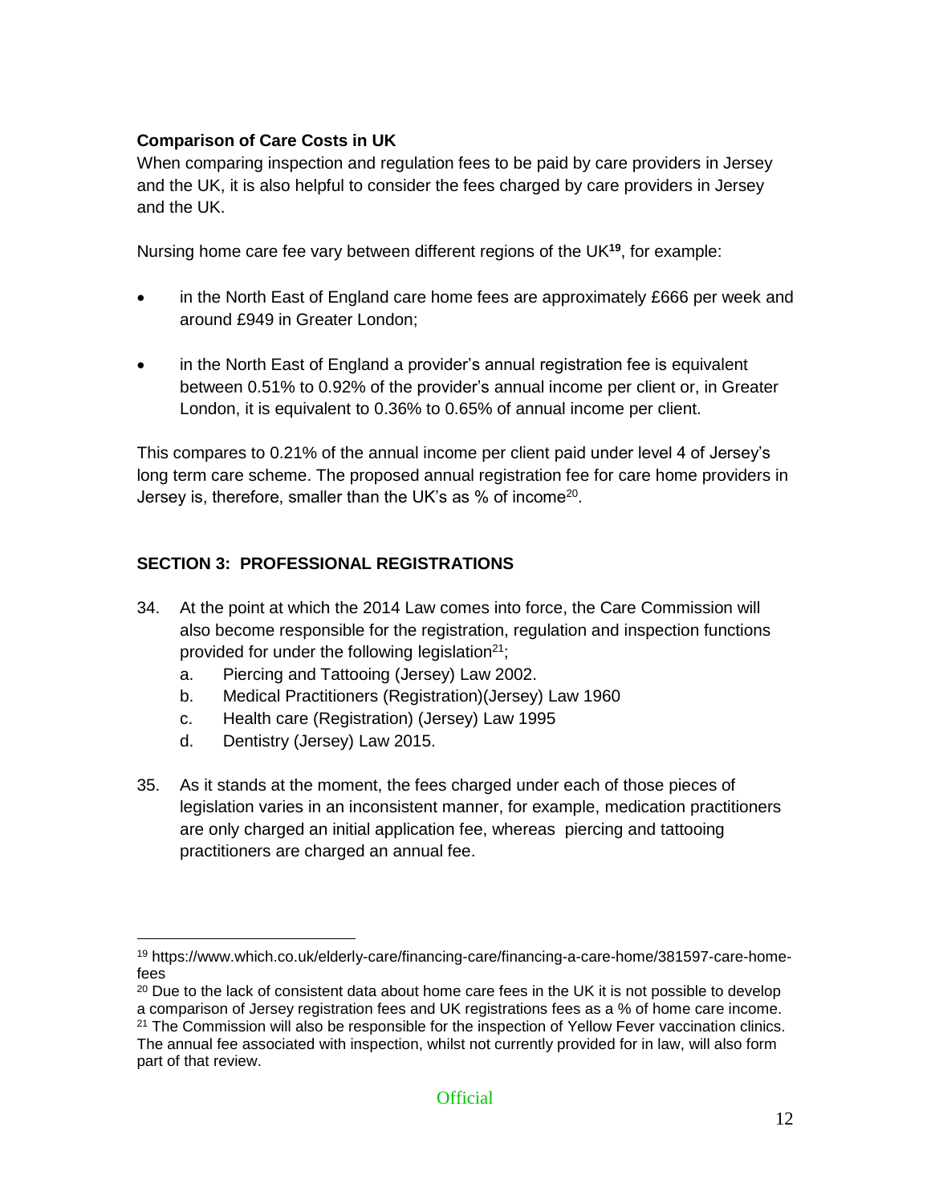**Comparison of Care Costs in UK**

When comparing inspection and regulation fees to be paid by care providers in Jersey and the UK, it is also helpful to consider the fees charged by care providers in Jersey and the UK.

Nursing home care fee vary between different regions of the UK[19], for example:

- in the North East of England care home fees are approximately £666 per week and around £949 in Greater London;
- in the North East of England a provider's annual registration fee is equivalent between 0.51% to 0.92% of the provider's annual income per client or, in Greater London, it is equivalent to 0.36% to 0.65% of annual income per client.

This compares to 0.21% of the annual income per client paid under level 4 of Jersey's long term care scheme. The proposed annual registration fee for care home providers in Jersey is, therefore, smaller than the UK's as % of income[20].

## SECTION 3: PROFESSIONAL REGISTRATIONS

34. At the point at which the 2014 Law comes into force, the Care Commission will also become responsible for the registration, regulation and inspection functions provided for under the following legislation[21];
    a. Piercing and Tattooing (Jersey) Law 2002.
    b. Medical Practitioners (Registration)(Jersey) Law 1960
    c. Health care (Registration) (Jersey) Law 1995
    d. Dentistry (Jersey) Law 2015.

35. As it stands at the moment, the fees charged under each of those pieces of legislation varies in an inconsistent manner, for example, medication practitioners are only charged an initial application fee, whereas piercing and tattooing practitioners are charged an annual fee.

---

[19] https://www.which.co.uk/elderly-care/financing-care/financing-a-care-home/381597-care-home-fees

[20] Due to the lack of consistent data about home care fees in the UK it is not possible to develop a comparison of Jersey registration fees and UK registrations fees as a % of home care income.

[21] The Commission will also be responsible for the inspection of Yellow Fever vaccination clinics. The annual fee associated with inspection, whilst not currently provided for in law, will also form part of that review.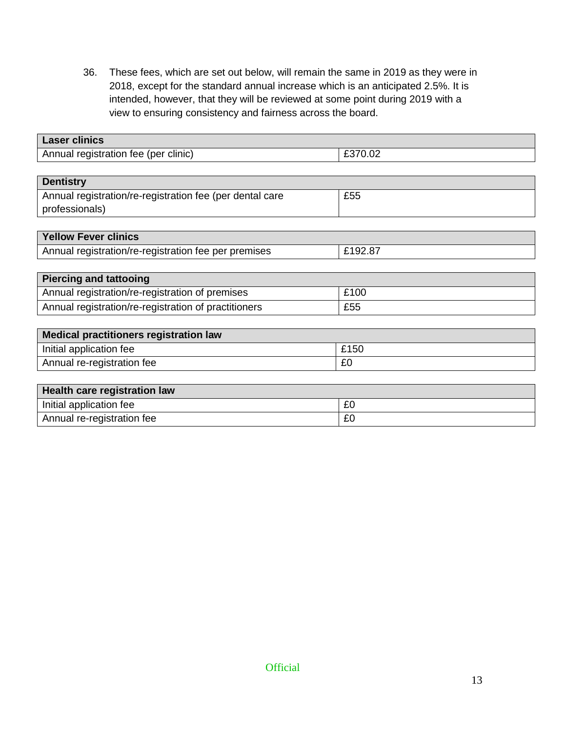36. These fees, which are set out below, will remain the same in 2019 as they were in 2018, except for the standard annual increase which is an anticipated 2.5%. It is intended, however, that they will be reviewed at some point during 2019 with a view to ensuring consistency and fairness across the board.

| **Laser clinics** | |
|---|---|
| Annual registration fee (per clinic) | £370.02 |

| **Dentistry** | |
|---|---|
| Annual registration/re-registration fee (per dental care professionals) | £55 |

| **Yellow Fever clinics** | |
|---|---|
| Annual registration/re-registration fee per premises | £192.87 |

| **Piercing and tattooing** | |
|---|---|
| Annual registration/re-registration of premises | £100 |
| Annual registration/re-registration of practitioners | £55 |

| **Medical practitioners registration law** | |
|---|---|
| Initial application fee | £150 |
| Annual re-registration fee | £0 |

| **Health care registration law** | |
|---|---|
| Initial application fee | £0 |
| Annual re-registration fee | £0 |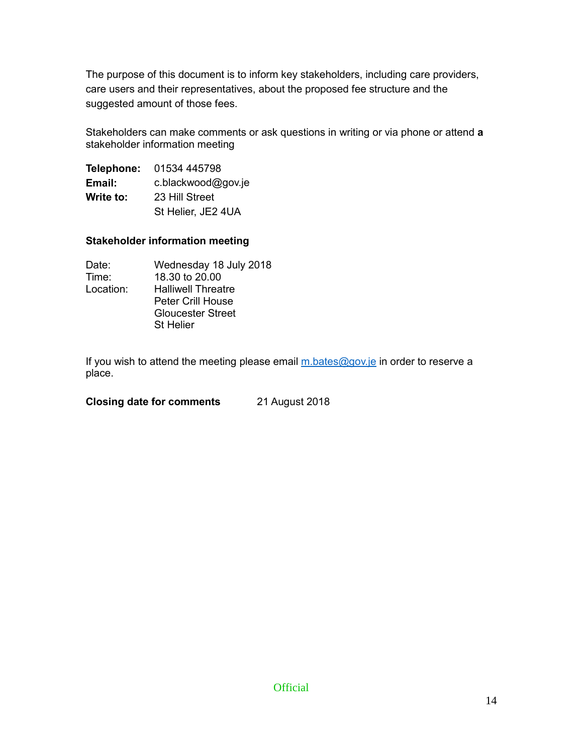The purpose of this document is to inform key stakeholders, including care providers, care users and their representatives, about the proposed fee structure and the suggested amount of those fees.

Stakeholders can make comments or ask questions in writing or via phone or attend **a** stakeholder information meeting

**Telephone:** 01534 445798
**Email:** c.blackwood@gov.je
**Write to:** 23 Hill Street
St Helier, JE2 4UA

**Stakeholder information meeting**

Date: Wednesday 18 July 2018
Time: 18.30 to 20.00
Location: Halliwell Threatre
Peter Crill House
Gloucester Street
St Helier

If you wish to attend the meeting please email m.bates@gov.je in order to reserve a place.

**Closing date for comments** 21 August 2018

Official